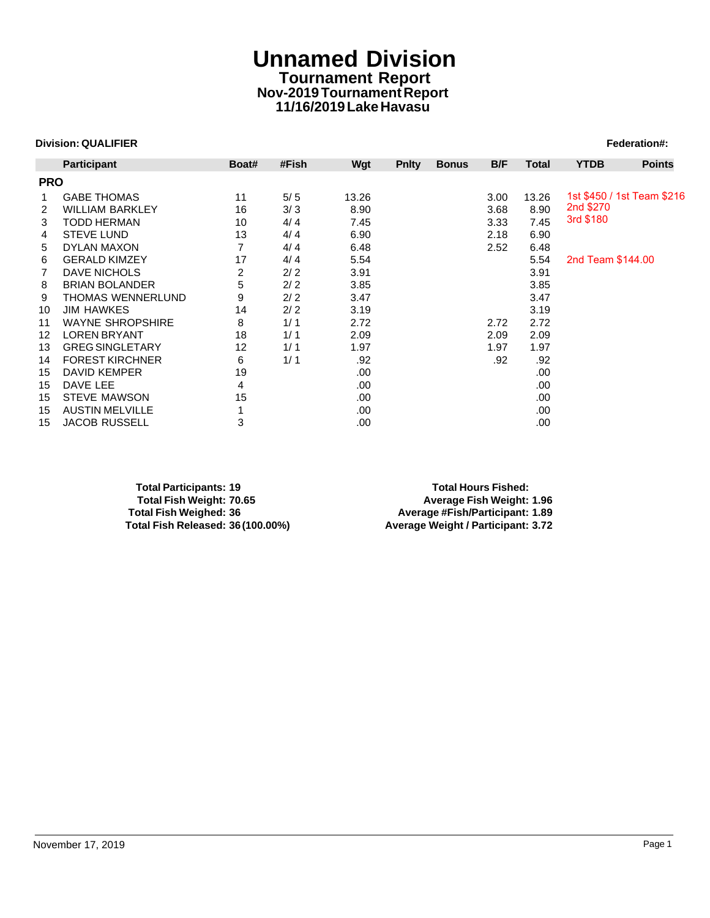# Unnamed Division

## Tournament Report

### Nov-2019 Tournament Report

### 11/16/2019 Lake Havasu

**Division: QUALIFIER** **Federation#:**

| | Participant | Boat# | #Fish | Wgt | Pnlty | Bonus | B/F | Total | YTDB | Points |
|---|---|---|---|---|---|---|---|---|---|---|
| **PRO** | | | | | | | | | | |
| 1 | GABE THOMAS | 11 | 5/ 5 | 13.26 | | | 3.00 | 13.26 | 1st $450 / 1st Team $216 | |
| 2 | WILLIAM BARKLEY | 16 | 3/ 3 | 8.90 | | | 3.68 | 8.90 | 2nd $270 | |
| 3 | TODD HERMAN | 10 | 4/ 4 | 7.45 | | | 3.33 | 7.45 | 3rd $180 | |
| 4 | STEVE LUND | 13 | 4/ 4 | 6.90 | | | 2.18 | 6.90 | | |
| 5 | DYLAN MAXON | 7 | 4/ 4 | 6.48 | | | 2.52 | 6.48 | | |
| 6 | GERALD KIMZEY | 17 | 4/ 4 | 5.54 | | | | 5.54 | 2nd Team $144.00 | |
| 7 | DAVE NICHOLS | 2 | 2/ 2 | 3.91 | | | | 3.91 | | |
| 8 | BRIAN BOLANDER | 5 | 2/ 2 | 3.85 | | | | 3.85 | | |
| 9 | THOMAS WENNERLUND | 9 | 2/ 2 | 3.47 | | | | 3.47 | | |
| 10 | JIM HAWKES | 14 | 2/ 2 | 3.19 | | | | 3.19 | | |
| 11 | WAYNE SHROPSHIRE | 8 | 1/ 1 | 2.72 | | | 2.72 | 2.72 | | |
| 12 | LOREN BRYANT | 18 | 1/ 1 | 2.09 | | | 2.09 | 2.09 | | |
| 13 | GREG SINGLETARY | 12 | 1/ 1 | 1.97 | | | 1.97 | 1.97 | | |
| 14 | FOREST KIRCHNER | 6 | 1/ 1 | .92 | | | .92 | .92 | | |
| 15 | DAVID KEMPER | 19 | | .00 | | | | .00 | | |
| 15 | DAVE LEE | 4 | | .00 | | | | .00 | | |
| 15 | STEVE MAWSON | 15 | | .00 | | | | .00 | | |
| 15 | AUSTIN MELVILLE | 1 | | .00 | | | | .00 | | |
| 15 | JACOB RUSSELL | 3 | | .00 | | | | .00 | | |

**Total Participants: 19**
**Total Fish Weight: 70.65**
**Total Fish Weighed: 36**
**Total Fish Released: 36 (100.00%)**

**Total Hours Fished:**
**Average Fish Weight: 1.96**
**Average #Fish/Participant: 1.89**
**Average Weight / Participant: 3.72**

November 17, 2019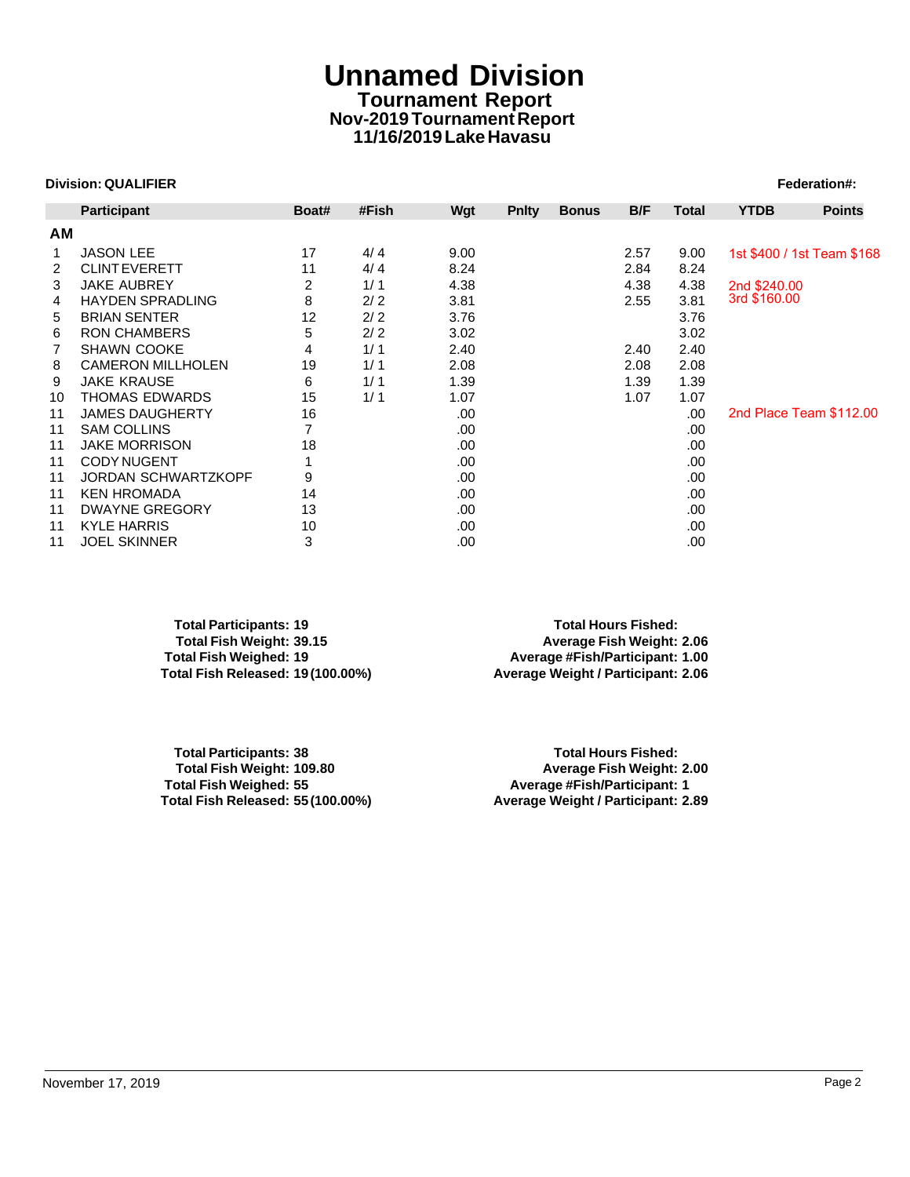# Unnamed Division

## Tournament Report

### Nov-2019 Tournament Report

### 11/16/2019 Lake Havasu

**Division: QUALIFIER** **Federation#:**

| | Participant | Boat# | #Fish | Wgt | Pnlty | Bonus | B/F | Total | YTDB | Points |
|---|---|---|---|---|---|---|---|---|---|---|
| **AM** | | | | | | | | | | |
| 1 | JASON LEE | 17 | 4/ 4 | 9.00 | | | 2.57 | 9.00 | 1st $400 / 1st Team $168 | |
| 2 | CLINT EVERETT | 11 | 4/ 4 | 8.24 | | | 2.84 | 8.24 | | |
| 3 | JAKE AUBREY | 2 | 1/ 1 | 4.38 | | | 4.38 | 4.38 | 2nd $240.00 | |
| 4 | HAYDEN SPRADLING | 8 | 2/ 2 | 3.81 | | | 2.55 | 3.81 | 3rd $160.00 | |
| 5 | BRIAN SENTER | 12 | 2/ 2 | 3.76 | | | | 3.76 | | |
| 6 | RON CHAMBERS | 5 | 2/ 2 | 3.02 | | | | 3.02 | | |
| 7 | SHAWN COOKE | 4 | 1/ 1 | 2.40 | | | 2.40 | 2.40 | | |
| 8 | CAMERON MILLHOLEN | 19 | 1/ 1 | 2.08 | | | 2.08 | 2.08 | | |
| 9 | JAKE KRAUSE | 6 | 1/ 1 | 1.39 | | | 1.39 | 1.39 | | |
| 10 | THOMAS EDWARDS | 15 | 1/ 1 | 1.07 | | | 1.07 | 1.07 | | |
| 11 | JAMES DAUGHERTY | 16 | | .00 | | | | .00 | 2nd Place Team $112.00 | |
| 11 | SAM COLLINS | 7 | | .00 | | | | .00 | | |
| 11 | JAKE MORRISON | 18 | | .00 | | | | .00 | | |
| 11 | CODY NUGENT | 1 | | .00 | | | | .00 | | |
| 11 | JORDAN SCHWARTZKOPF | 9 | | .00 | | | | .00 | | |
| 11 | KEN HROMADA | 14 | | .00 | | | | .00 | | |
| 11 | DWAYNE GREGORY | 13 | | .00 | | | | .00 | | |
| 11 | KYLE HARRIS | 10 | | .00 | | | | .00 | | |
| 11 | JOEL SKINNER | 3 | | .00 | | | | .00 | | |

**Total Participants: 19**
**Total Fish Weight: 39.15**
**Total Fish Weighed: 19**
**Total Fish Released: 19 (100.00%)**

**Total Hours Fished:**
**Average Fish Weight: 2.06**
**Average #Fish/Participant: 1.00**
**Average Weight / Participant: 2.06**

**Total Participants: 38**
**Total Fish Weight: 109.80**
**Total Fish Weighed: 55**
**Total Fish Released: 55 (100.00%)**

**Total Hours Fished:**
**Average Fish Weight: 2.00**
**Average #Fish/Participant: 1**
**Average Weight / Participant: 2.89**

November 17, 2019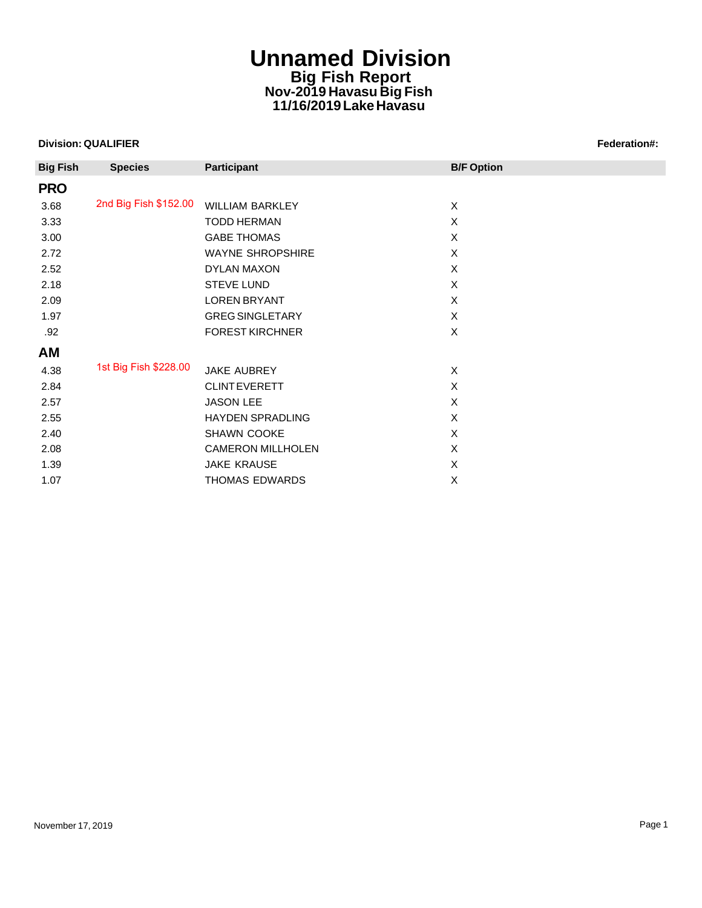# Unnamed Division

## Big Fish Report

### Nov-2019 Havasu Big Fish

### 11/16/2019 Lake Havasu

**Division: QUALIFIER** **Federation#:**

| Big Fish | Species | Participant | B/F Option |
|---|---|---|---|
| **PRO** | | | |
| 3.68 | 2nd Big Fish $152.00 | WILLIAM BARKLEY | X |
| 3.33 | | TODD HERMAN | X |
| 3.00 | | GABE THOMAS | X |
| 2.72 | | WAYNE SHROPSHIRE | X |
| 2.52 | | DYLAN MAXON | X |
| 2.18 | | STEVE LUND | X |
| 2.09 | | LOREN BRYANT | X |
| 1.97 | | GREG SINGLETARY | X |
| .92 | | FOREST KIRCHNER | X |
| **AM** | | | |
| 4.38 | 1st Big Fish $228.00 | JAKE AUBREY | X |
| 2.84 | | CLINT EVERETT | X |
| 2.57 | | JASON LEE | X |
| 2.55 | | HAYDEN SPRADLING | X |
| 2.40 | | SHAWN COOKE | X |
| 2.08 | | CAMERON MILLHOLEN | X |
| 1.39 | | JAKE KRAUSE | X |
| 1.07 | | THOMAS EDWARDS | X |

November 17, 2019